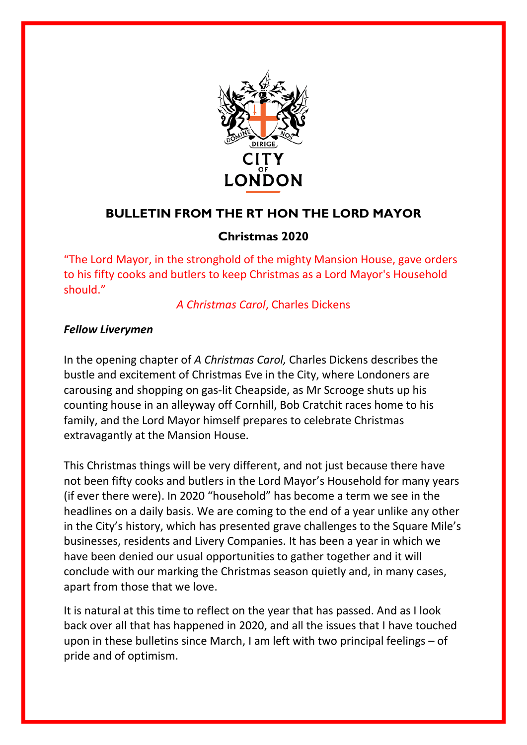## BULLETIN FROM THE RT HON THE LORD MAYOR

### Christmas 2020

"The Lord Mayor, in the stronghold of the mighty Mansion House, gave orders to his fifty cooks and butlers to keep Christmas as a Lord Mayor's Household should."

*A Christmas Carol*, Charles Dickens

***Fellow Liverymen***

In the opening chapter of *A Christmas Carol,* Charles Dickens describes the bustle and excitement of Christmas Eve in the City, where Londoners are carousing and shopping on gas-lit Cheapside, as Mr Scrooge shuts up his counting house in an alleyway off Cornhill, Bob Cratchit races home to his family, and the Lord Mayor himself prepares to celebrate Christmas extravagantly at the Mansion House.

This Christmas things will be very different, and not just because there have not been fifty cooks and butlers in the Lord Mayor's Household for many years (if ever there were). In 2020 "household" has become a term we see in the headlines on a daily basis. We are coming to the end of a year unlike any other in the City's history, which has presented grave challenges to the Square Mile's businesses, residents and Livery Companies. It has been a year in which we have been denied our usual opportunities to gather together and it will conclude with our marking the Christmas season quietly and, in many cases, apart from those that we love.

It is natural at this time to reflect on the year that has passed. And as I look back over all that has happened in 2020, and all the issues that I have touched upon in these bulletins since March, I am left with two principal feelings – of pride and of optimism.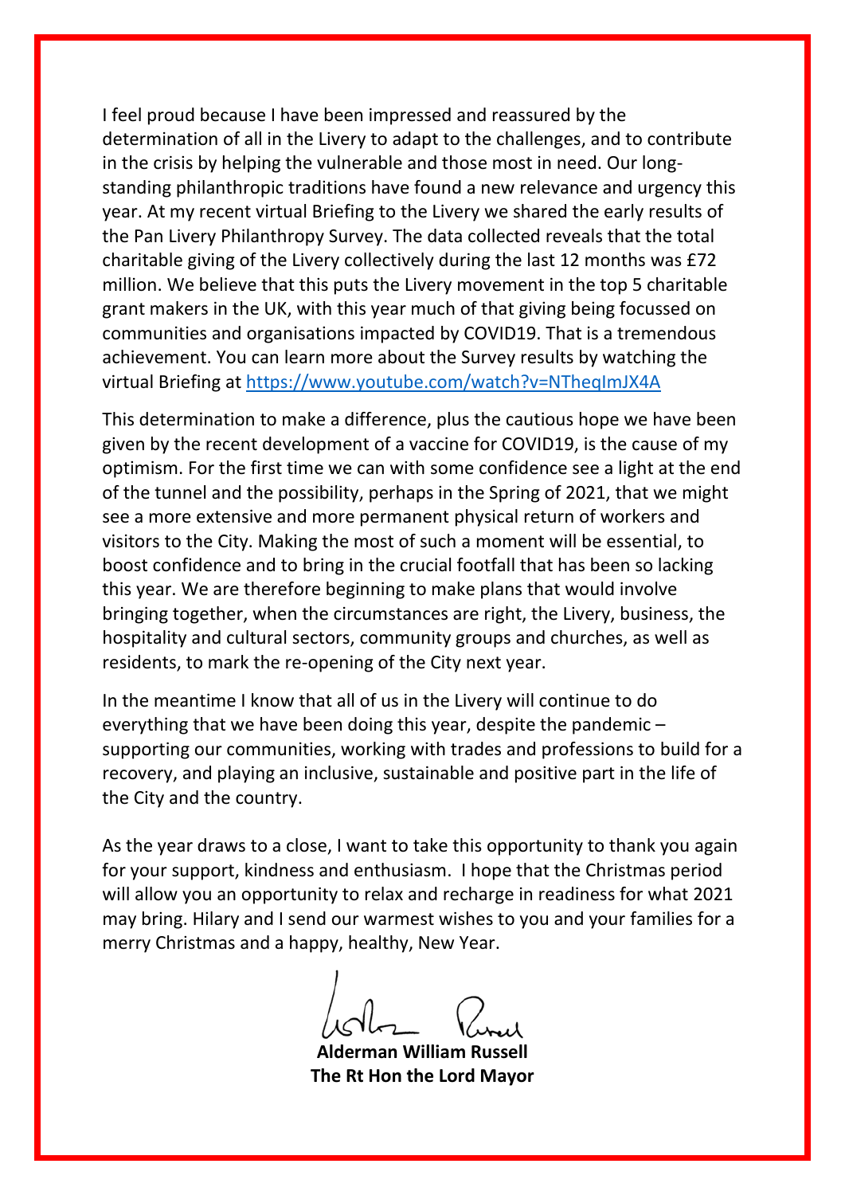I feel proud because I have been impressed and reassured by the determination of all in the Livery to adapt to the challenges, and to contribute in the crisis by helping the vulnerable and those most in need. Our long-standing philanthropic traditions have found a new relevance and urgency this year. At my recent virtual Briefing to the Livery we shared the early results of the Pan Livery Philanthropy Survey. The data collected reveals that the total charitable giving of the Livery collectively during the last 12 months was £72 million. We believe that this puts the Livery movement in the top 5 charitable grant makers in the UK, with this year much of that giving being focussed on communities and organisations impacted by COVID19. That is a tremendous achievement. You can learn more about the Survey results by watching the virtual Briefing at https://www.youtube.com/watch?v=NTheqImJX4A

This determination to make a difference, plus the cautious hope we have been given by the recent development of a vaccine for COVID19, is the cause of my optimism. For the first time we can with some confidence see a light at the end of the tunnel and the possibility, perhaps in the Spring of 2021, that we might see a more extensive and more permanent physical return of workers and visitors to the City. Making the most of such a moment will be essential, to boost confidence and to bring in the crucial footfall that has been so lacking this year. We are therefore beginning to make plans that would involve bringing together, when the circumstances are right, the Livery, business, the hospitality and cultural sectors, community groups and churches, as well as residents, to mark the re-opening of the City next year.

In the meantime I know that all of us in the Livery will continue to do everything that we have been doing this year, despite the pandemic – supporting our communities, working with trades and professions to build for a recovery, and playing an inclusive, sustainable and positive part in the life of the City and the country.

As the year draws to a close, I want to take this opportunity to thank you again for your support, kindness and enthusiasm. I hope that the Christmas period will allow you an opportunity to relax and recharge in readiness for what 2021 may bring. Hilary and I send our warmest wishes to you and your families for a merry Christmas and a happy, healthy, New Year.

**Alderman William Russell**
**The Rt Hon the Lord Mayor**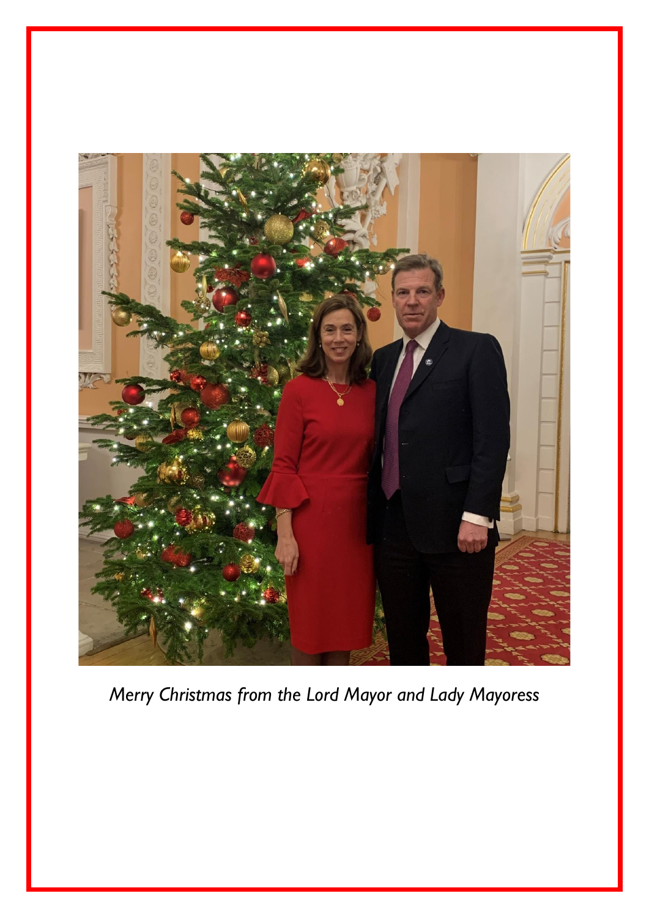*Merry Christmas from the Lord Mayor and Lady Mayoress*